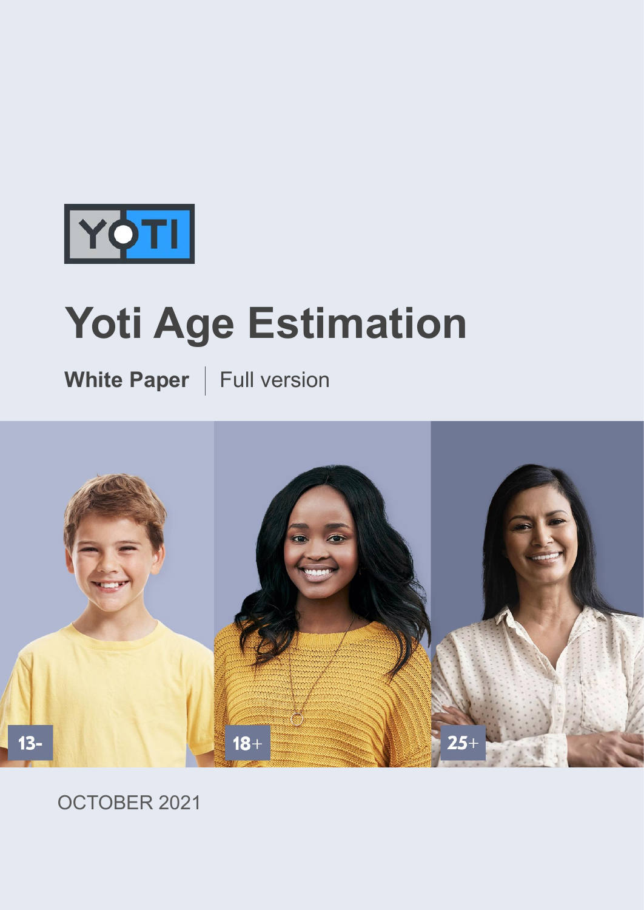YOTI

# Yoti Age Estimation

**White Paper** | Full version

13-

18+

25+

OCTOBER 2021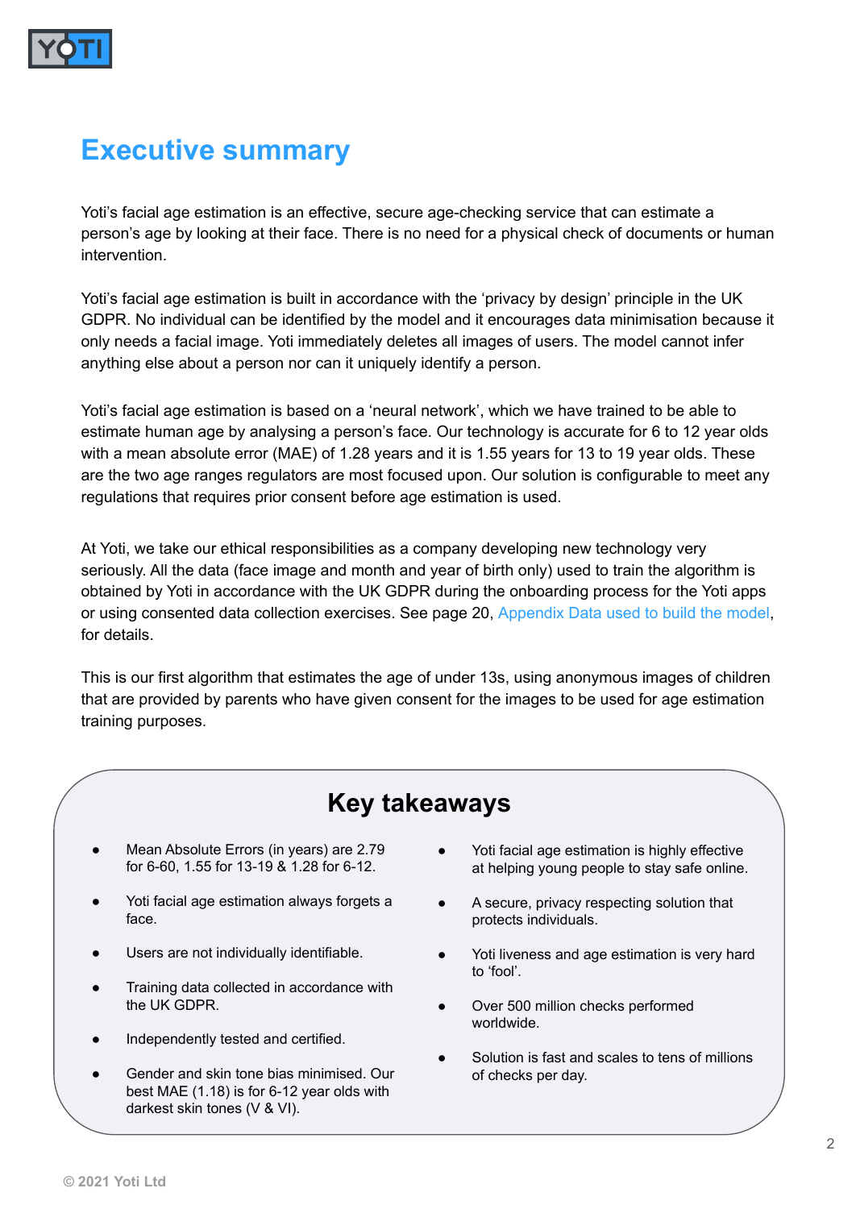# Executive summary

Yoti's facial age estimation is an effective, secure age-checking service that can estimate a person's age by looking at their face. There is no need for a physical check of documents or human intervention.

Yoti's facial age estimation is built in accordance with the 'privacy by design' principle in the UK GDPR. No individual can be identified by the model and it encourages data minimisation because it only needs a facial image. Yoti immediately deletes all images of users. The model cannot infer anything else about a person nor can it uniquely identify a person.

Yoti's facial age estimation is based on a 'neural network', which we have trained to be able to estimate human age by analysing a person's face. Our technology is accurate for 6 to 12 year olds with a mean absolute error (MAE) of 1.28 years and it is 1.55 years for 13 to 19 year olds. These are the two age ranges regulators are most focused upon. Our solution is configurable to meet any regulations that requires prior consent before age estimation is used.

At Yoti, we take our ethical responsibilities as a company developing new technology very seriously. All the data (face image and month and year of birth only) used to train the algorithm is obtained by Yoti in accordance with the UK GDPR during the onboarding process for the Yoti apps or using consented data collection exercises. See page 20, Appendix Data used to build the model, for details.

This is our first algorithm that estimates the age of under 13s, using anonymous images of children that are provided by parents who have given consent for the images to be used for age estimation training purposes.

## Key takeaways

- Mean Absolute Errors (in years) are 2.79 for 6-60, 1.55 for 13-19 & 1.28 for 6-12.
- Yoti facial age estimation always forgets a face.
- Users are not individually identifiable.
- Training data collected in accordance with the UK GDPR.
- Independently tested and certified.
- Gender and skin tone bias minimised. Our best MAE (1.18) is for 6-12 year olds with darkest skin tones (V & VI).
- Yoti facial age estimation is highly effective at helping young people to stay safe online.
- A secure, privacy respecting solution that protects individuals.
- Yoti liveness and age estimation is very hard to 'fool'.
- Over 500 million checks performed worldwide.
- Solution is fast and scales to tens of millions of checks per day.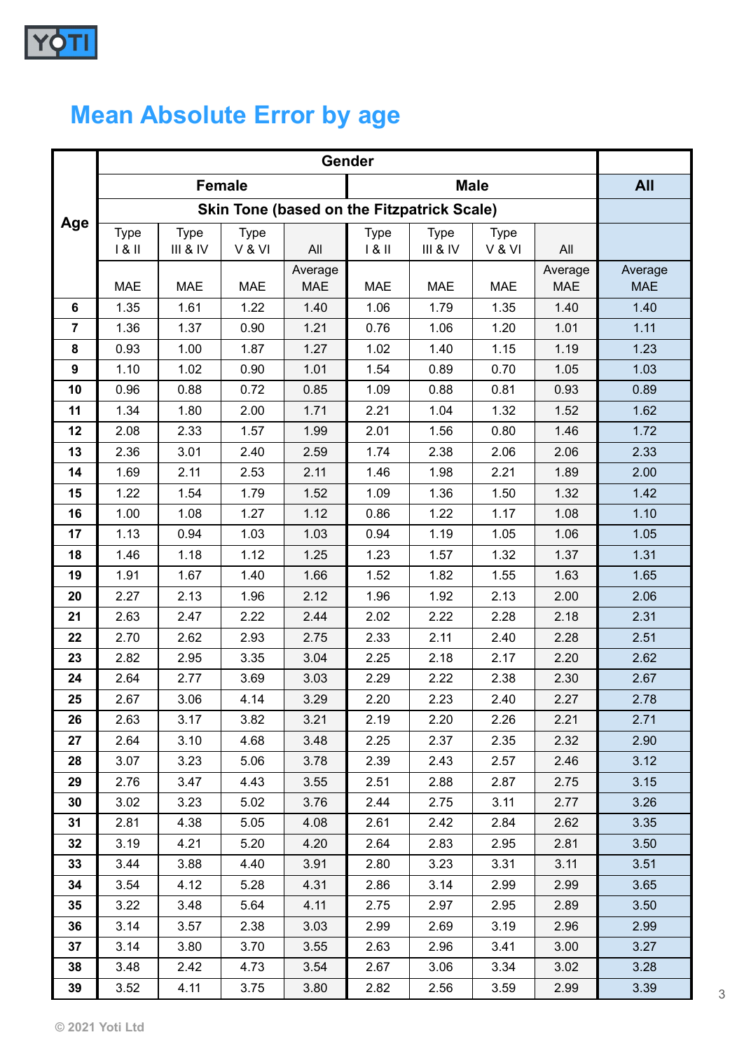## Mean Absolute Error by age

| Age | Gender | | | | | | | | |
|---|---|---|---|---|---|---|---|---|---|
| | Female | | | | Male | | | | All |
| | Skin Tone (based on the Fitzpatrick Scale) | | | | | | | | |
| | Type I & II | Type III & IV | Type V & VI | All | Type I & II | Type III & IV | Type V & VI | All | |
| | MAE | MAE | MAE | Average MAE | MAE | MAE | MAE | Average MAE | Average MAE |
| 6 | 1.35 | 1.61 | 1.22 | 1.40 | 1.06 | 1.79 | 1.35 | 1.40 | 1.40 |
| 7 | 1.36 | 1.37 | 0.90 | 1.21 | 0.76 | 1.06 | 1.20 | 1.01 | 1.11 |
| 8 | 0.93 | 1.00 | 1.87 | 1.27 | 1.02 | 1.40 | 1.15 | 1.19 | 1.23 |
| 9 | 1.10 | 1.02 | 0.90 | 1.01 | 1.54 | 0.89 | 0.70 | 1.05 | 1.03 |
| 10 | 0.96 | 0.88 | 0.72 | 0.85 | 1.09 | 0.88 | 0.81 | 0.93 | 0.89 |
| 11 | 1.34 | 1.80 | 2.00 | 1.71 | 2.21 | 1.04 | 1.32 | 1.52 | 1.62 |
| 12 | 2.08 | 2.33 | 1.57 | 1.99 | 2.01 | 1.56 | 0.80 | 1.46 | 1.72 |
| 13 | 2.36 | 3.01 | 2.40 | 2.59 | 1.74 | 2.38 | 2.06 | 2.06 | 2.33 |
| 14 | 1.69 | 2.11 | 2.53 | 2.11 | 1.46 | 1.98 | 2.21 | 1.89 | 2.00 |
| 15 | 1.22 | 1.54 | 1.79 | 1.52 | 1.09 | 1.36 | 1.50 | 1.32 | 1.42 |
| 16 | 1.00 | 1.08 | 1.27 | 1.12 | 0.86 | 1.22 | 1.17 | 1.08 | 1.10 |
| 17 | 1.13 | 0.94 | 1.03 | 1.03 | 0.94 | 1.19 | 1.05 | 1.06 | 1.05 |
| 18 | 1.46 | 1.18 | 1.12 | 1.25 | 1.23 | 1.57 | 1.32 | 1.37 | 1.31 |
| 19 | 1.91 | 1.67 | 1.40 | 1.66 | 1.52 | 1.82 | 1.55 | 1.63 | 1.65 |
| 20 | 2.27 | 2.13 | 1.96 | 2.12 | 1.96 | 1.92 | 2.13 | 2.00 | 2.06 |
| 21 | 2.63 | 2.47 | 2.22 | 2.44 | 2.02 | 2.22 | 2.28 | 2.18 | 2.31 |
| 22 | 2.70 | 2.62 | 2.93 | 2.75 | 2.33 | 2.11 | 2.40 | 2.28 | 2.51 |
| 23 | 2.82 | 2.95 | 3.35 | 3.04 | 2.25 | 2.18 | 2.17 | 2.20 | 2.62 |
| 24 | 2.64 | 2.77 | 3.69 | 3.03 | 2.29 | 2.22 | 2.38 | 2.30 | 2.67 |
| 25 | 2.67 | 3.06 | 4.14 | 3.29 | 2.20 | 2.23 | 2.40 | 2.27 | 2.78 |
| 26 | 2.63 | 3.17 | 3.82 | 3.21 | 2.19 | 2.20 | 2.26 | 2.21 | 2.71 |
| 27 | 2.64 | 3.10 | 4.68 | 3.48 | 2.25 | 2.37 | 2.35 | 2.32 | 2.90 |
| 28 | 3.07 | 3.23 | 5.06 | 3.78 | 2.39 | 2.43 | 2.57 | 2.46 | 3.12 |
| 29 | 2.76 | 3.47 | 4.43 | 3.55 | 2.51 | 2.88 | 2.87 | 2.75 | 3.15 |
| 30 | 3.02 | 3.23 | 5.02 | 3.76 | 2.44 | 2.75 | 3.11 | 2.77 | 3.26 |
| 31 | 2.81 | 4.38 | 5.05 | 4.08 | 2.61 | 2.42 | 2.84 | 2.62 | 3.35 |
| 32 | 3.19 | 4.21 | 5.20 | 4.20 | 2.64 | 2.83 | 2.95 | 2.81 | 3.50 |
| 33 | 3.44 | 3.88 | 4.40 | 3.91 | 2.80 | 3.23 | 3.31 | 3.11 | 3.51 |
| 34 | 3.54 | 4.12 | 5.28 | 4.31 | 2.86 | 3.14 | 2.99 | 2.99 | 3.65 |
| 35 | 3.22 | 3.48 | 5.64 | 4.11 | 2.75 | 2.97 | 2.95 | 2.89 | 3.50 |
| 36 | 3.14 | 3.57 | 2.38 | 3.03 | 2.99 | 2.69 | 3.19 | 2.96 | 2.99 |
| 37 | 3.14 | 3.80 | 3.70 | 3.55 | 2.63 | 2.96 | 3.41 | 3.00 | 3.27 |
| 38 | 3.48 | 2.42 | 4.73 | 3.54 | 2.67 | 3.06 | 3.34 | 3.02 | 3.28 |
| 39 | 3.52 | 4.11 | 3.75 | 3.80 | 2.82 | 2.56 | 3.59 | 2.99 | 3.39 |

© 2021 Yoti Ltd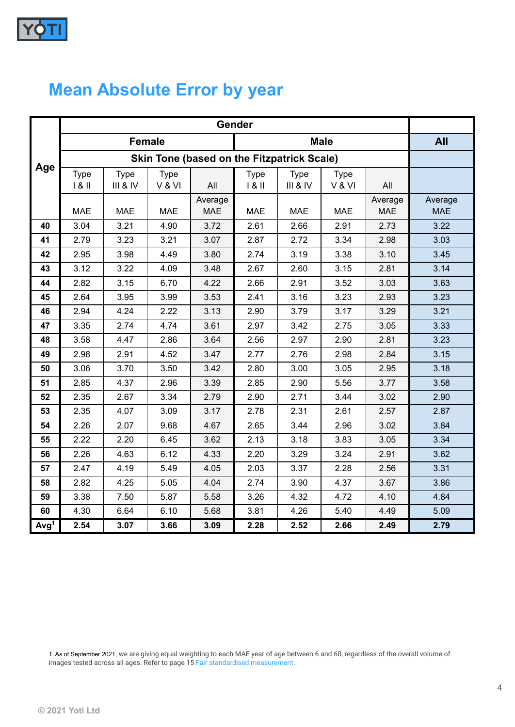# Mean Absolute Error by year

| Age | Gender | | | | | | | | All |
|---|---|---|---|---|---|---|---|---|---|
| | Female | | | | Male | | | | All |
| | Skin Tone (based on the Fitzpatrick Scale) | | | | | | | | |
| | Type I & II | Type III & IV | Type V & VI | All | Type I & II | Type III & IV | Type V & VI | All | |
| | MAE | MAE | MAE | Average MAE | MAE | MAE | MAE | Average MAE | Average MAE |
| **40** | 3.04 | 3.21 | 4.90 | 3.72 | 2.61 | 2.66 | 2.91 | 2.73 | 3.22 |
| **41** | 2.79 | 3.23 | 3.21 | 3.07 | 2.87 | 2.72 | 3.34 | 2.98 | 3.03 |
| **42** | 2.95 | 3.98 | 4.49 | 3.80 | 2.74 | 3.19 | 3.38 | 3.10 | 3.45 |
| **43** | 3.12 | 3.22 | 4.09 | 3.48 | 2.67 | 2.60 | 3.15 | 2.81 | 3.14 |
| **44** | 2.82 | 3.15 | 6.70 | 4.22 | 2.66 | 2.91 | 3.52 | 3.03 | 3.63 |
| **45** | 2.64 | 3.95 | 3.99 | 3.53 | 2.41 | 3.16 | 3.23 | 2.93 | 3.23 |
| **46** | 2.94 | 4.24 | 2.22 | 3.13 | 2.90 | 3.79 | 3.17 | 3.29 | 3.21 |
| **47** | 3.35 | 2.74 | 4.74 | 3.61 | 2.97 | 3.42 | 2.75 | 3.05 | 3.33 |
| **48** | 3.58 | 4.47 | 2.86 | 3.64 | 2.56 | 2.97 | 2.90 | 2.81 | 3.23 |
| **49** | 2.98 | 2.91 | 4.52 | 3.47 | 2.77 | 2.76 | 2.98 | 2.84 | 3.15 |
| **50** | 3.06 | 3.70 | 3.50 | 3.42 | 2.80 | 3.00 | 3.05 | 2.95 | 3.18 |
| **51** | 2.85 | 4.37 | 2.96 | 3.39 | 2.85 | 2.90 | 5.56 | 3.77 | 3.58 |
| **52** | 2.35 | 2.67 | 3.34 | 2.79 | 2.90 | 2.71 | 3.44 | 3.02 | 2.90 |
| **53** | 2.35 | 4.07 | 3.09 | 3.17 | 2.78 | 2.31 | 2.61 | 2.57 | 2.87 |
| **54** | 2.26 | 2.07 | 9.68 | 4.67 | 2.65 | 3.44 | 2.96 | 3.02 | 3.84 |
| **55** | 2.22 | 2.20 | 6.45 | 3.62 | 2.13 | 3.18 | 3.83 | 3.05 | 3.34 |
| **56** | 2.26 | 4.63 | 6.12 | 4.33 | 2.20 | 3.29 | 3.24 | 2.91 | 3.62 |
| **57** | 2.47 | 4.19 | 5.49 | 4.05 | 2.03 | 3.37 | 2.28 | 2.56 | 3.31 |
| **58** | 2.82 | 4.25 | 5.05 | 4.04 | 2.74 | 3.90 | 4.37 | 3.67 | 3.86 |
| **59** | 3.38 | 7.50 | 5.87 | 5.58 | 3.26 | 4.32 | 4.72 | 4.10 | 4.84 |
| **60** | 4.30 | 6.64 | 6.10 | 5.68 | 3.81 | 4.26 | 5.40 | 4.49 | 5.09 |
| **Avg[1]** | **2.54** | **3.07** | **3.66** | **3.09** | **2.28** | **2.52** | **2.66** | **2.49** | **2.79** |

1. As of September 2021, we are giving equal weighting to each MAE year of age between 6 and 60, regardless of the overall volume of images tested across all ages. Refer to page 15 Fair standardised measurement.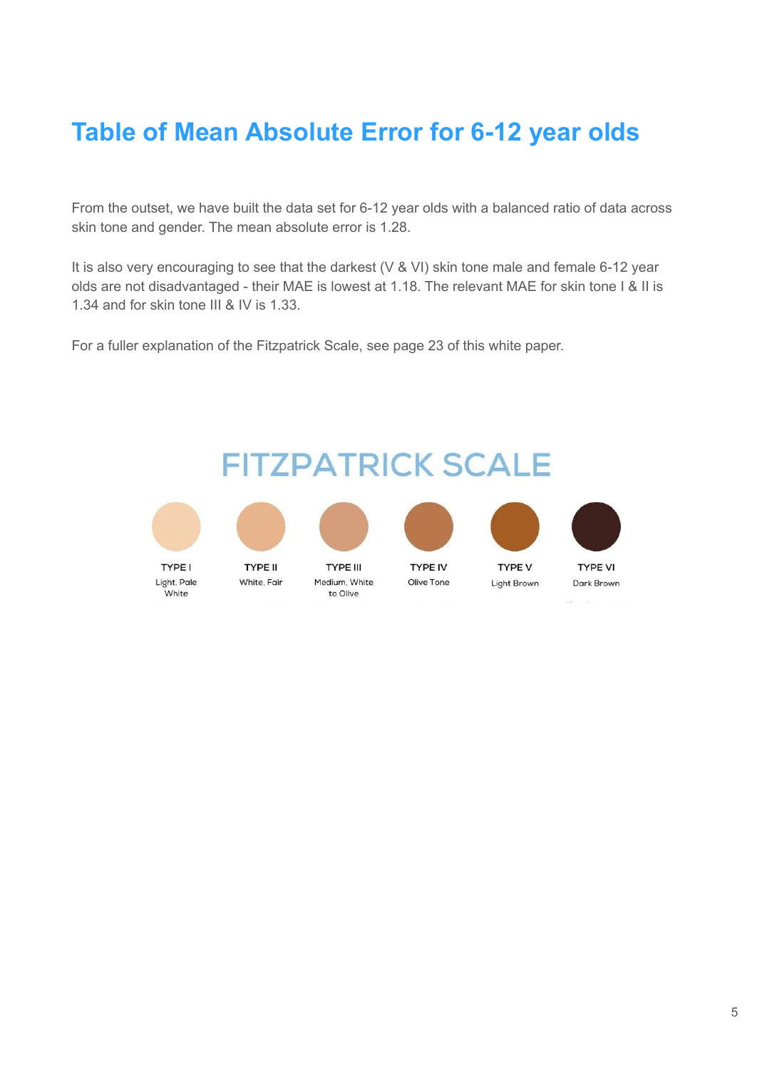# Table of Mean Absolute Error for 6-12 year olds

From the outset, we have built the data set for 6-12 year olds with a balanced ratio of data across skin tone and gender. The mean absolute error is 1.28.

It is also very encouraging to see that the darkest (V & VI) skin tone male and female 6-12 year olds are not disadvantaged - their MAE is lowest at 1.18. The relevant MAE for skin tone I & II is 1.34 and for skin tone III & IV is 1.33.

For a fuller explanation of the Fitzpatrick Scale, see page 23 of this white paper.

## FITZPATRICK SCALE

| TYPE I | TYPE II | TYPE III | TYPE IV | TYPE V | TYPE VI |
|---|---|---|---|---|---|
| Light, Pale White | White, Fair | Medium, White to Olive | Olive Tone | Light Brown | Dark Brown |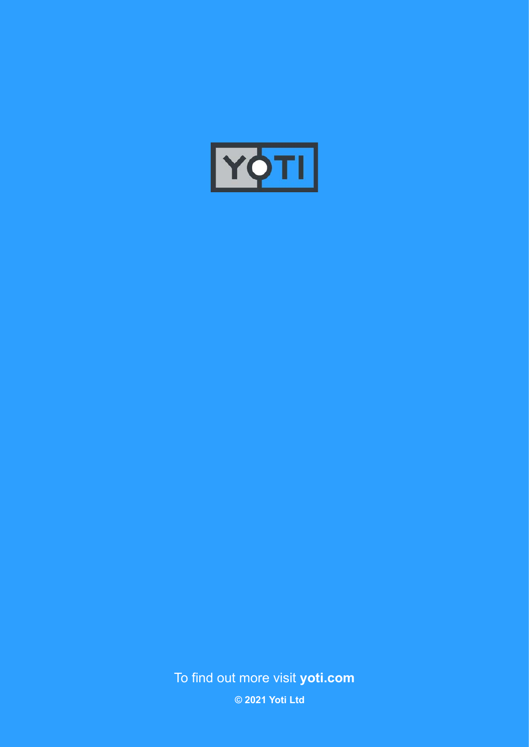YOTI

To find out more visit **yoti.com**

**© 2021 Yoti Ltd**